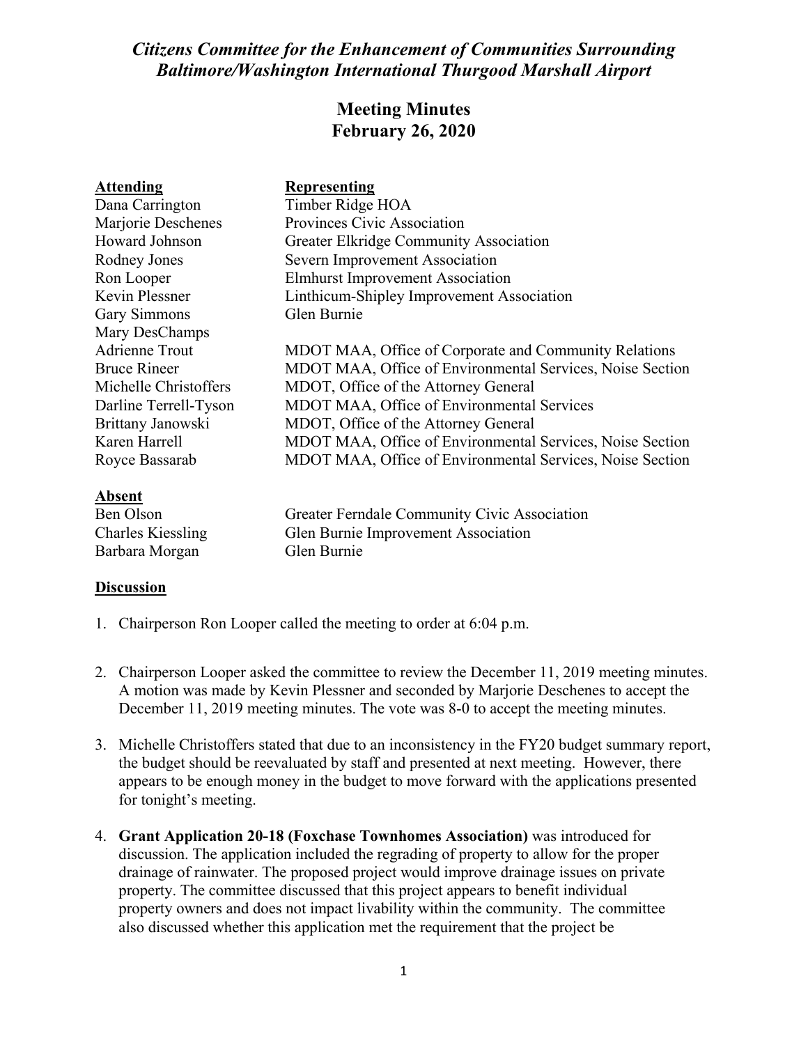# *Citizens Committee for the Enhancement of Communities Surrounding Baltimore/Washington International Thurgood Marshall Airport*

## Meeting Minutes
## February 26, 2020

| Attending | Representing |
|---|---|
| Dana Carrington | Timber Ridge HOA |
| Marjorie Deschenes | Provinces Civic Association |
| Howard Johnson | Greater Elkridge Community Association |
| Rodney Jones | Severn Improvement Association |
| Ron Looper | Elmhurst Improvement Association |
| Kevin Plessner | Linthicum-Shipley Improvement Association |
| Gary Simmons | Glen Burnie |
| Mary DesChamps | |
| Adrienne Trout | MDOT MAA, Office of Corporate and Community Relations |
| Bruce Rineer | MDOT MAA, Office of Environmental Services, Noise Section |
| Michelle Christoffers | MDOT, Office of the Attorney General |
| Darline Terrell-Tyson | MDOT MAA, Office of Environmental Services |
| Brittany Janowski | MDOT, Office of the Attorney General |
| Karen Harrell | MDOT MAA, Office of Environmental Services, Noise Section |
| Royce Bassarab | MDOT MAA, Office of Environmental Services, Noise Section |

**Absent**

| | |
|---|---|
| Ben Olson | Greater Ferndale Community Civic Association |
| Charles Kiessling | Glen Burnie Improvement Association |
| Barbara Morgan | Glen Burnie |

**Discussion**

1. Chairperson Ron Looper called the meeting to order at 6:04 p.m.

2. Chairperson Looper asked the committee to review the December 11, 2019 meeting minutes. A motion was made by Kevin Plessner and seconded by Marjorie Deschenes to accept the December 11, 2019 meeting minutes. The vote was 8-0 to accept the meeting minutes.

3. Michelle Christoffers stated that due to an inconsistency in the FY20 budget summary report, the budget should be reevaluated by staff and presented at next meeting. However, there appears to be enough money in the budget to move forward with the applications presented for tonight's meeting.

4. **Grant Application 20-18 (Foxchase Townhomes Association)** was introduced for discussion. The application included the regrading of property to allow for the proper drainage of rainwater. The proposed project would improve drainage issues on private property. The committee discussed that this project appears to benefit individual property owners and does not impact livability within the community. The committee also discussed whether this application met the requirement that the project be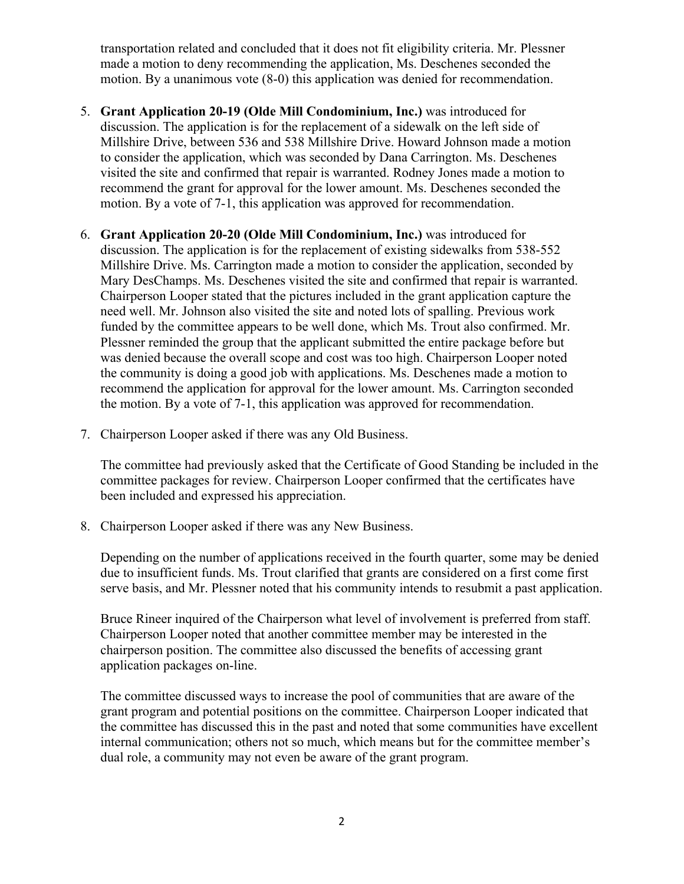transportation related and concluded that it does not fit eligibility criteria. Mr. Plessner made a motion to deny recommending the application, Ms. Deschenes seconded the motion. By a unanimous vote (8-0) this application was denied for recommendation.

5. **Grant Application 20-19 (Olde Mill Condominium, Inc.)** was introduced for discussion. The application is for the replacement of a sidewalk on the left side of Millshire Drive, between 536 and 538 Millshire Drive. Howard Johnson made a motion to consider the application, which was seconded by Dana Carrington. Ms. Deschenes visited the site and confirmed that repair is warranted. Rodney Jones made a motion to recommend the grant for approval for the lower amount. Ms. Deschenes seconded the motion. By a vote of 7-1, this application was approved for recommendation.

6. **Grant Application 20-20 (Olde Mill Condominium, Inc.)** was introduced for discussion. The application is for the replacement of existing sidewalks from 538-552 Millshire Drive. Ms. Carrington made a motion to consider the application, seconded by Mary DesChamps. Ms. Deschenes visited the site and confirmed that repair is warranted. Chairperson Looper stated that the pictures included in the grant application capture the need well. Mr. Johnson also visited the site and noted lots of spalling. Previous work funded by the committee appears to be well done, which Ms. Trout also confirmed. Mr. Plessner reminded the group that the applicant submitted the entire package before but was denied because the overall scope and cost was too high. Chairperson Looper noted the community is doing a good job with applications. Ms. Deschenes made a motion to recommend the application for approval for the lower amount. Ms. Carrington seconded the motion. By a vote of 7-1, this application was approved for recommendation.

7. Chairperson Looper asked if there was any Old Business.

   The committee had previously asked that the Certificate of Good Standing be included in the committee packages for review. Chairperson Looper confirmed that the certificates have been included and expressed his appreciation.

8. Chairperson Looper asked if there was any New Business.

   Depending on the number of applications received in the fourth quarter, some may be denied due to insufficient funds. Ms. Trout clarified that grants are considered on a first come first serve basis, and Mr. Plessner noted that his community intends to resubmit a past application.

   Bruce Rineer inquired of the Chairperson what level of involvement is preferred from staff. Chairperson Looper noted that another committee member may be interested in the chairperson position. The committee also discussed the benefits of accessing grant application packages on-line.

   The committee discussed ways to increase the pool of communities that are aware of the grant program and potential positions on the committee. Chairperson Looper indicated that the committee has discussed this in the past and noted that some communities have excellent internal communication; others not so much, which means but for the committee member's dual role, a community may not even be aware of the grant program.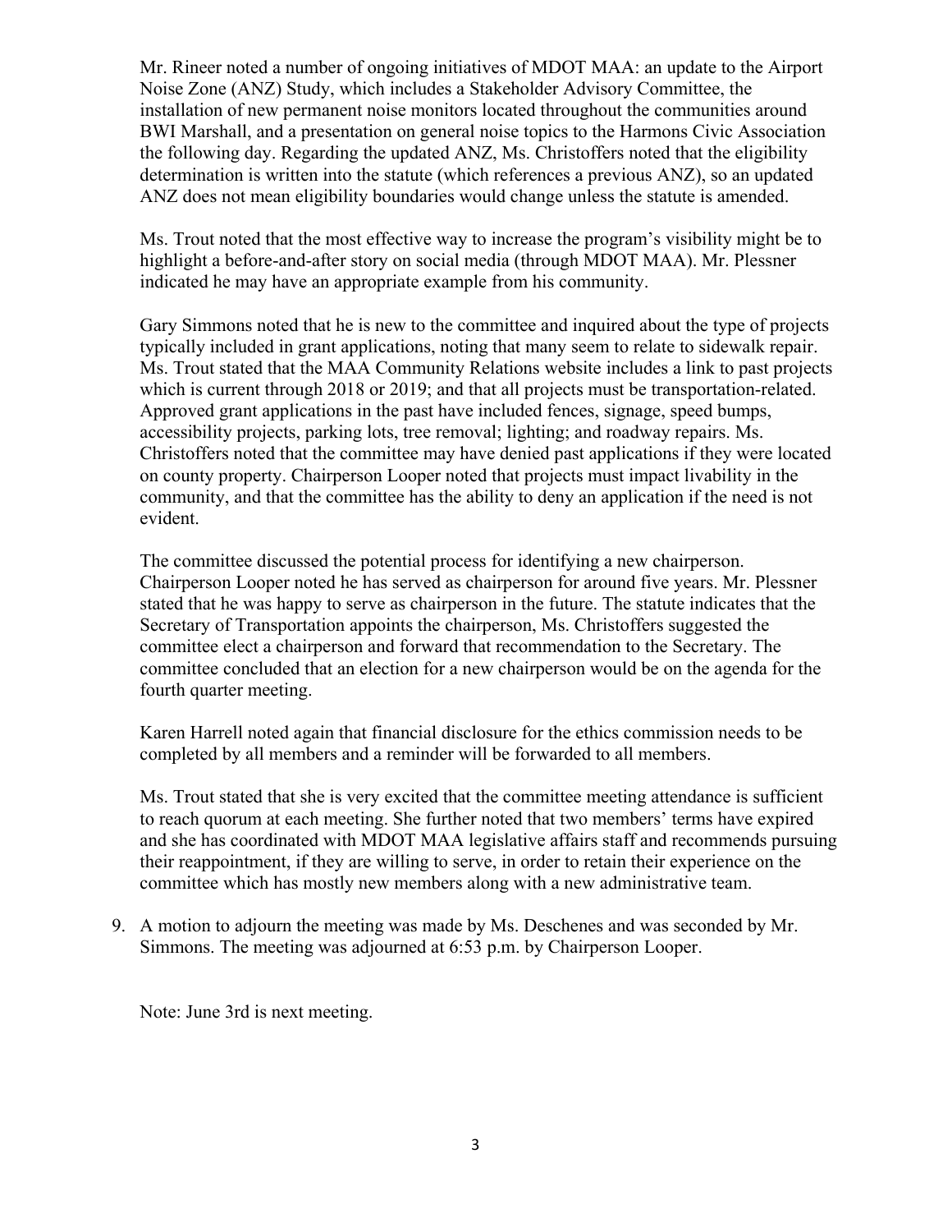Mr. Rineer noted a number of ongoing initiatives of MDOT MAA: an update to the Airport Noise Zone (ANZ) Study, which includes a Stakeholder Advisory Committee, the installation of new permanent noise monitors located throughout the communities around BWI Marshall, and a presentation on general noise topics to the Harmons Civic Association the following day. Regarding the updated ANZ, Ms. Christoffers noted that the eligibility determination is written into the statute (which references a previous ANZ), so an updated ANZ does not mean eligibility boundaries would change unless the statute is amended.

Ms. Trout noted that the most effective way to increase the program's visibility might be to highlight a before-and-after story on social media (through MDOT MAA). Mr. Plessner indicated he may have an appropriate example from his community.

Gary Simmons noted that he is new to the committee and inquired about the type of projects typically included in grant applications, noting that many seem to relate to sidewalk repair. Ms. Trout stated that the MAA Community Relations website includes a link to past projects which is current through 2018 or 2019; and that all projects must be transportation-related. Approved grant applications in the past have included fences, signage, speed bumps, accessibility projects, parking lots, tree removal; lighting; and roadway repairs. Ms. Christoffers noted that the committee may have denied past applications if they were located on county property. Chairperson Looper noted that projects must impact livability in the community, and that the committee has the ability to deny an application if the need is not evident.

The committee discussed the potential process for identifying a new chairperson. Chairperson Looper noted he has served as chairperson for around five years. Mr. Plessner stated that he was happy to serve as chairperson in the future. The statute indicates that the Secretary of Transportation appoints the chairperson, Ms. Christoffers suggested the committee elect a chairperson and forward that recommendation to the Secretary. The committee concluded that an election for a new chairperson would be on the agenda for the fourth quarter meeting.

Karen Harrell noted again that financial disclosure for the ethics commission needs to be completed by all members and a reminder will be forwarded to all members.

Ms. Trout stated that she is very excited that the committee meeting attendance is sufficient to reach quorum at each meeting. She further noted that two members' terms have expired and she has coordinated with MDOT MAA legislative affairs staff and recommends pursuing their reappointment, if they are willing to serve, in order to retain their experience on the committee which has mostly new members along with a new administrative team.

9. A motion to adjourn the meeting was made by Ms. Deschenes and was seconded by Mr. Simmons. The meeting was adjourned at 6:53 p.m. by Chairperson Looper.

Note: June 3rd is next meeting.